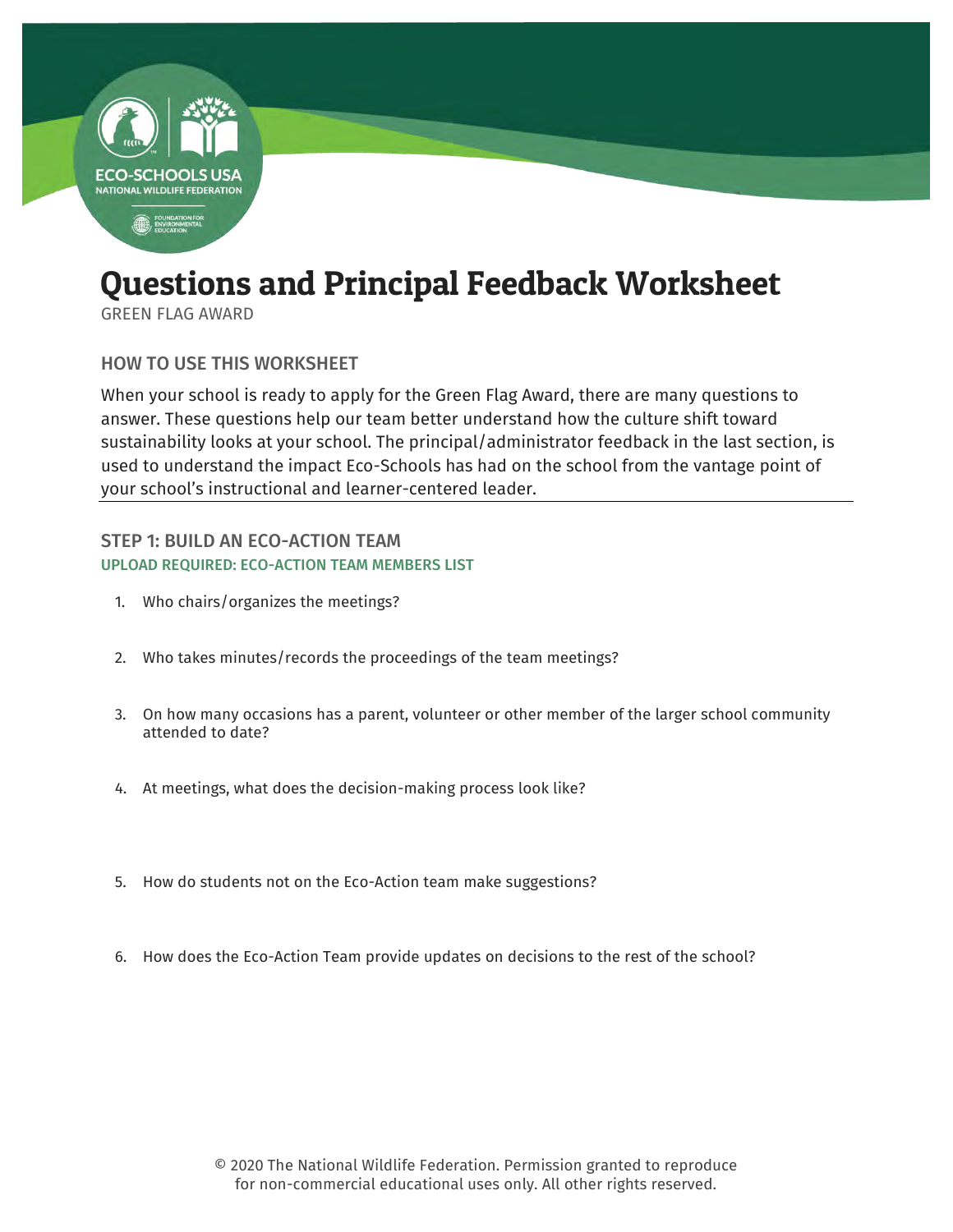# Questions and Principal Feedback Worksheet

GREEN FLAG AWARD

## HOW TO USE THIS WORKSHEET

When your school is ready to apply for the Green Flag Award, there are many questions to answer. These questions help our team better understand how the culture shift toward sustainability looks at your school. The principal/administrator feedback in the last section, is used to understand the impact Eco-Schools has had on the school from the vantage point of your school's instructional and learner-centered leader.

---

## STEP 1: BUILD AN ECO-ACTION TEAM

### UPLOAD REQUIRED: ECO-ACTION TEAM MEMBERS LIST

1. Who chairs/organizes the meetings?
2. Who takes minutes/records the proceedings of the team meetings?
3. On how many occasions has a parent, volunteer or other member of the larger school community attended to date?
4. At meetings, what does the decision-making process look like?
5. How do students not on the Eco-Action team make suggestions?
6. How does the Eco-Action Team provide updates on decisions to the rest of the school?

© 2020 The National Wildlife Federation. Permission granted to reproduce for non-commercial educational uses only. All other rights reserved.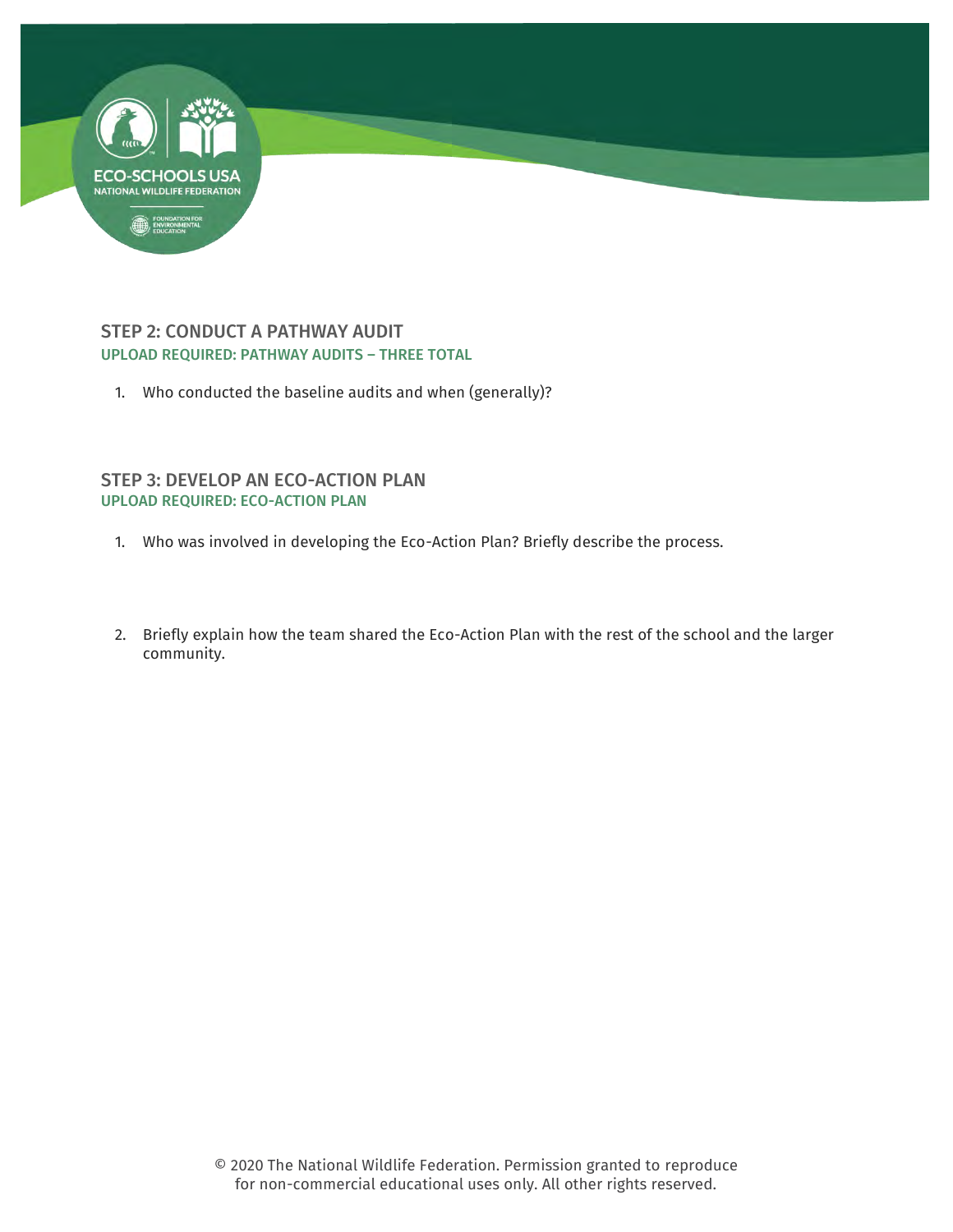## STEP 2: CONDUCT A PATHWAY AUDIT

**UPLOAD REQUIRED: PATHWAY AUDITS – THREE TOTAL**

1. Who conducted the baseline audits and when (generally)?

## STEP 3: DEVELOP AN ECO-ACTION PLAN

**UPLOAD REQUIRED: ECO-ACTION PLAN**

1. Who was involved in developing the Eco-Action Plan? Briefly describe the process.

2. Briefly explain how the team shared the Eco-Action Plan with the rest of the school and the larger community.

© 2020 The National Wildlife Federation. Permission granted to reproduce for non-commercial educational uses only. All other rights reserved.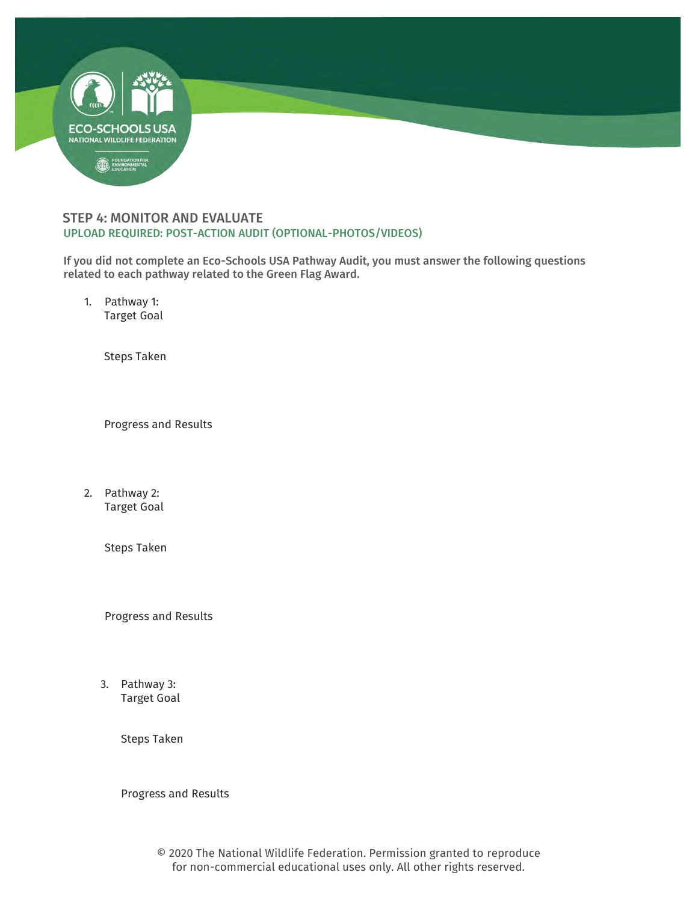## STEP 4: MONITOR AND EVALUATE

### UPLOAD REQUIRED: POST-ACTION AUDIT (OPTIONAL-PHOTOS/VIDEOS)

**If you did not complete an Eco-Schools USA Pathway Audit, you must answer the following questions related to each pathway related to the Green Flag Award.**

1. Pathway 1:
   Target Goal

   Steps Taken

   Progress and Results

2. Pathway 2:
   Target Goal

   Steps Taken

   Progress and Results

3. Pathway 3:
   Target Goal

   Steps Taken

   Progress and Results

© 2020 The National Wildlife Federation. Permission granted to reproduce for non-commercial educational uses only. All other rights reserved.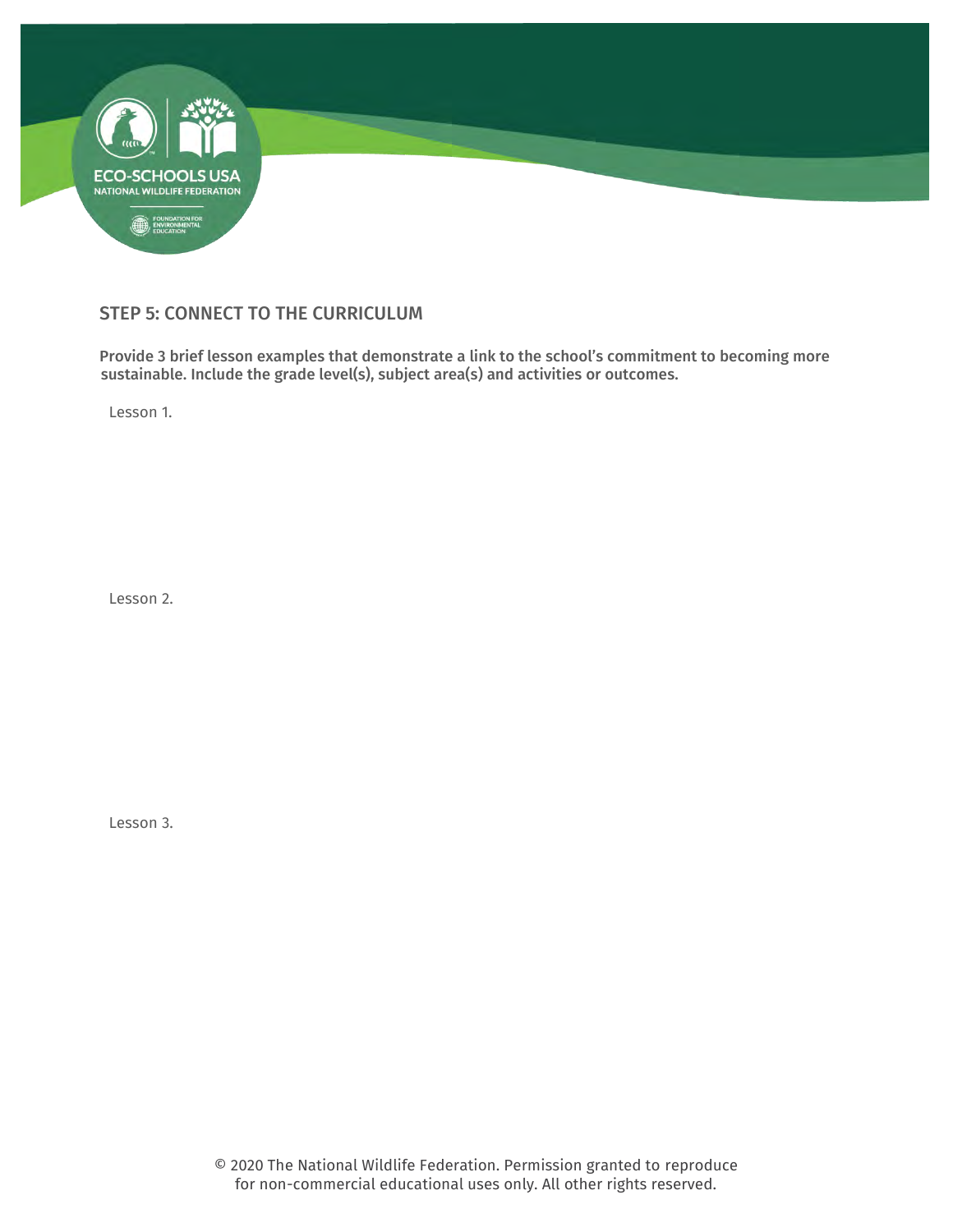## STEP 5: CONNECT TO THE CURRICULUM

**Provide 3 brief lesson examples that demonstrate a link to the school's commitment to becoming more sustainable. Include the grade level(s), subject area(s) and activities or outcomes.**

Lesson 1.

Lesson 2.

Lesson 3.

© 2020 The National Wildlife Federation. Permission granted to reproduce for non-commercial educational uses only. All other rights reserved.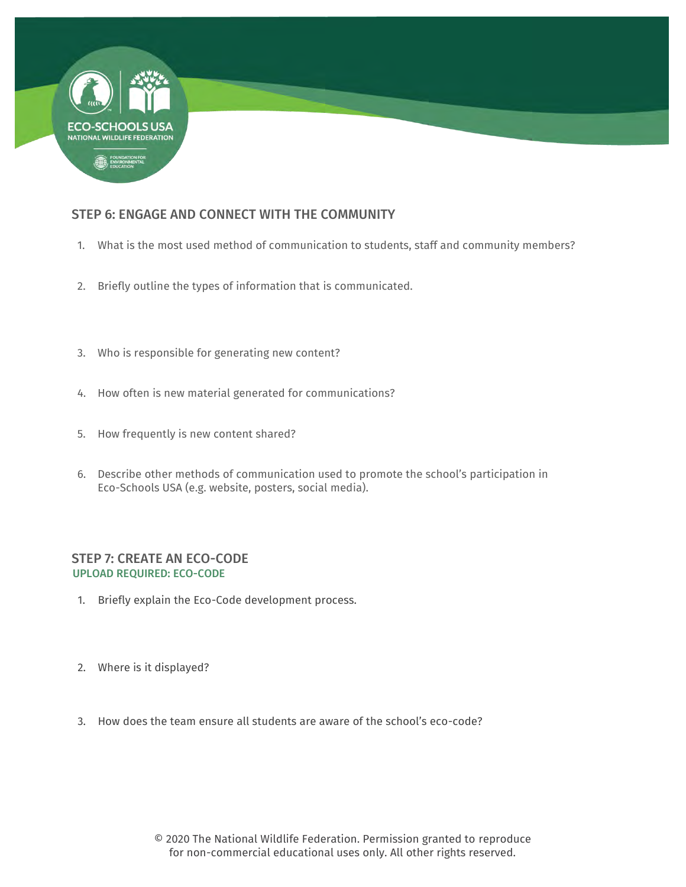## STEP 6: ENGAGE AND CONNECT WITH THE COMMUNITY

1. What is the most used method of communication to students, staff and community members?
2. Briefly outline the types of information that is communicated.
3. Who is responsible for generating new content?
4. How often is new material generated for communications?
5. How frequently is new content shared?
6. Describe other methods of communication used to promote the school's participation in Eco-Schools USA (e.g. website, posters, social media).

## STEP 7: CREATE AN ECO-CODE

UPLOAD REQUIRED: ECO-CODE

1. Briefly explain the Eco-Code development process.
2. Where is it displayed?
3. How does the team ensure all students are aware of the school's eco-code?

© 2020 The National Wildlife Federation. Permission granted to reproduce for non-commercial educational uses only. All other rights reserved.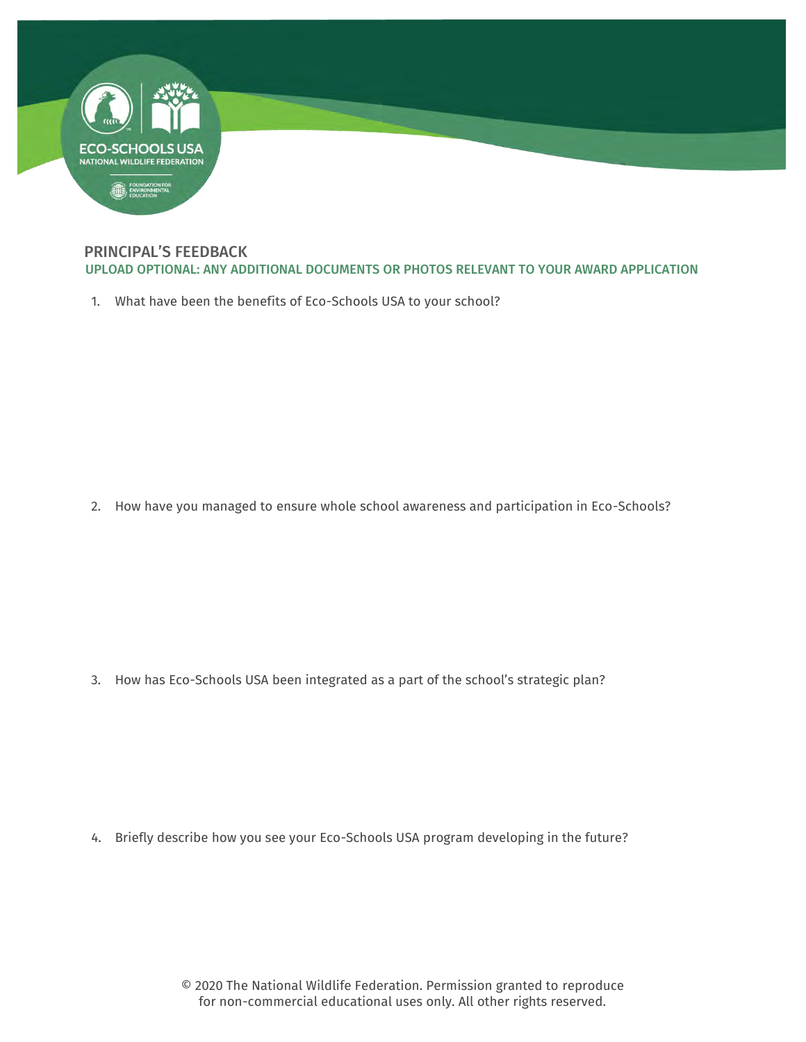## PRINCIPAL'S FEEDBACK

UPLOAD OPTIONAL: ANY ADDITIONAL DOCUMENTS OR PHOTOS RELEVANT TO YOUR AWARD APPLICATION

1. What have been the benefits of Eco-Schools USA to your school?

2. How have you managed to ensure whole school awareness and participation in Eco-Schools?

3. How has Eco-Schools USA been integrated as a part of the school's strategic plan?

4. Briefly describe how you see your Eco-Schools USA program developing in the future?

© 2020 The National Wildlife Federation. Permission granted to reproduce for non-commercial educational uses only. All other rights reserved.